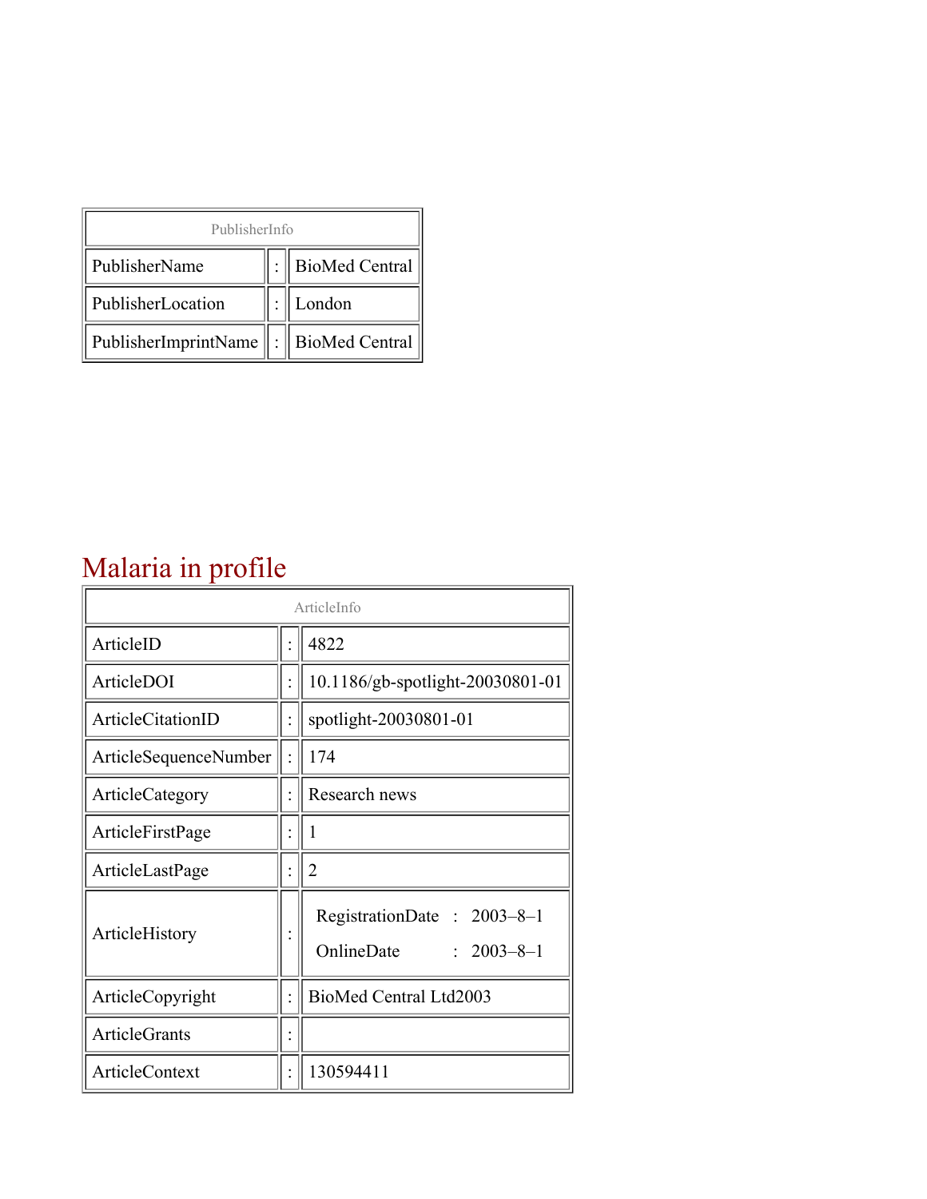| PublisherInfo | | |
|---|---|---|
| PublisherName | : | BioMed Central |
| PublisherLocation | : | London |
| PublisherImprintName | : | BioMed Central |

# Malaria in profile

| ArticleInfo | | |
|---|---|---|
| ArticleID | : | 4822 |
| ArticleDOI | : | 10.1186/gb-spotlight-20030801-01 |
| ArticleCitationID | : | spotlight-20030801-01 |
| ArticleSequenceNumber | : | 174 |
| ArticleCategory | : | Research news |
| ArticleFirstPage | : | 1 |
| ArticleLastPage | : | 2 |
| ArticleHistory | : | RegistrationDate : 2003–8–1<br>OnlineDate : 2003–8–1 |
| ArticleCopyright | : | BioMed Central Ltd2003 |
| ArticleGrants | : | |
| ArticleContext | : | 130594411 |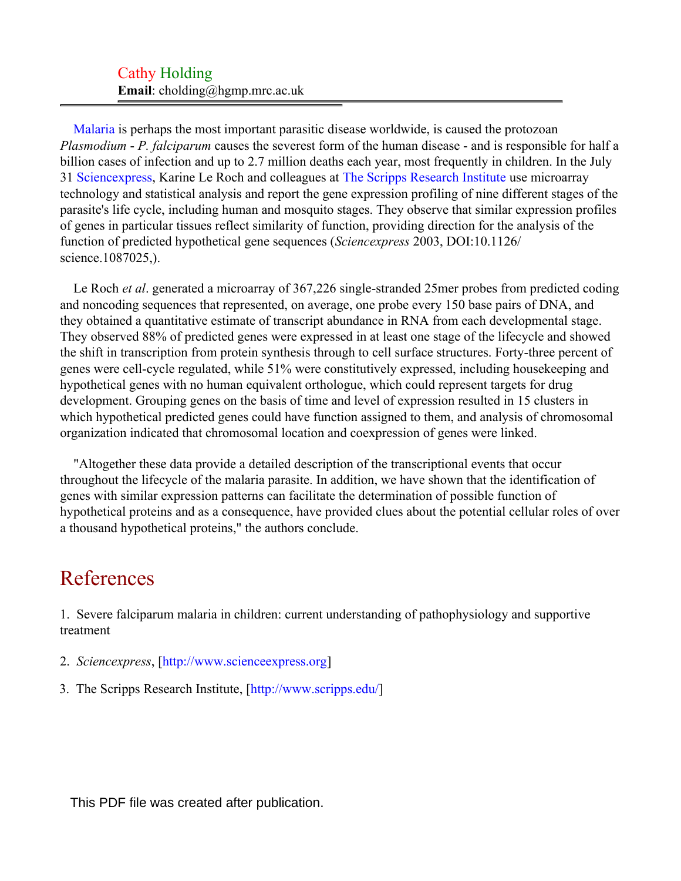Cathy Holding
**Email**: cholding@hgmp.mrc.ac.uk

---

Malaria is perhaps the most important parasitic disease worldwide, is caused the protozoan *Plasmodium* - *P. falciparum* causes the severest form of the human disease - and is responsible for half a billion cases of infection and up to 2.7 million deaths each year, most frequently in children. In the July 31 Sciencexpress, Karine Le Roch and colleagues at The Scripps Research Institute use microarray technology and statistical analysis and report the gene expression profiling of nine different stages of the parasite's life cycle, including human and mosquito stages. They observe that similar expression profiles of genes in particular tissues reflect similarity of function, providing direction for the analysis of the function of predicted hypothetical gene sequences (*Sciencexpress* 2003, DOI:10.1126/ science.1087025,).

Le Roch *et al*. generated a microarray of 367,226 single-stranded 25mer probes from predicted coding and noncoding sequences that represented, on average, one probe every 150 base pairs of DNA, and they obtained a quantitative estimate of transcript abundance in RNA from each developmental stage. They observed 88% of predicted genes were expressed in at least one stage of the lifecycle and showed the shift in transcription from protein synthesis through to cell surface structures. Forty-three percent of genes were cell-cycle regulated, while 51% were constitutively expressed, including housekeeping and hypothetical genes with no human equivalent orthologue, which could represent targets for drug development. Grouping genes on the basis of time and level of expression resulted in 15 clusters in which hypothetical predicted genes could have function assigned to them, and analysis of chromosomal organization indicated that chromosomal location and coexpression of genes were linked.

"Altogether these data provide a detailed description of the transcriptional events that occur throughout the lifecycle of the malaria parasite. In addition, we have shown that the identification of genes with similar expression patterns can facilitate the determination of possible function of hypothetical proteins and as a consequence, have provided clues about the potential cellular roles of over a thousand hypothetical proteins," the authors conclude.

# References

1. Severe falciparum malaria in children: current understanding of pathophysiology and supportive treatment

2. *Sciencexpress*, [http://www.scienceexpress.org]

3. The Scripps Research Institute, [http://www.scripps.edu/]

This PDF file was created after publication.